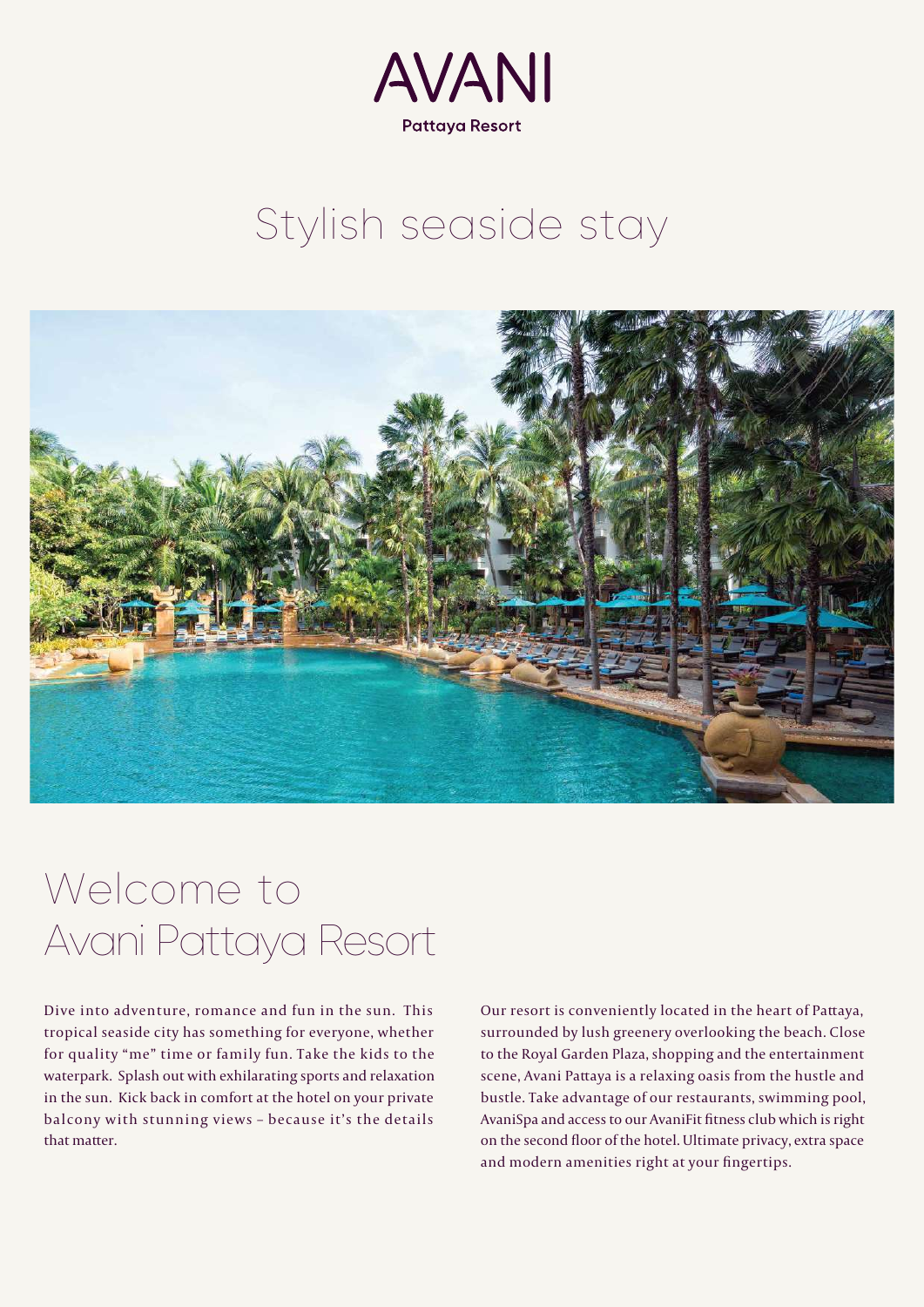# AVANI

Pattaya Resort

## Stylish seaside stay

## Welcome to Avani Pattaya Resort

Dive into adventure, romance and fun in the sun. This tropical seaside city has something for everyone, whether for quality "me" time or family fun. Take the kids to the waterpark. Splash out with exhilarating sports and relaxation in the sun. Kick back in comfort at the hotel on your private balcony with stunning views – because it's the details that matter.

Our resort is conveniently located in the heart of Pattaya, surrounded by lush greenery overlooking the beach. Close to the Royal Garden Plaza, shopping and the entertainment scene, Avani Pattaya is a relaxing oasis from the hustle and bustle. Take advantage of our restaurants, swimming pool, AvaniSpa and access to our AvaniFit fitness club which is right on the second floor of the hotel. Ultimate privacy, extra space and modern amenities right at your fingertips.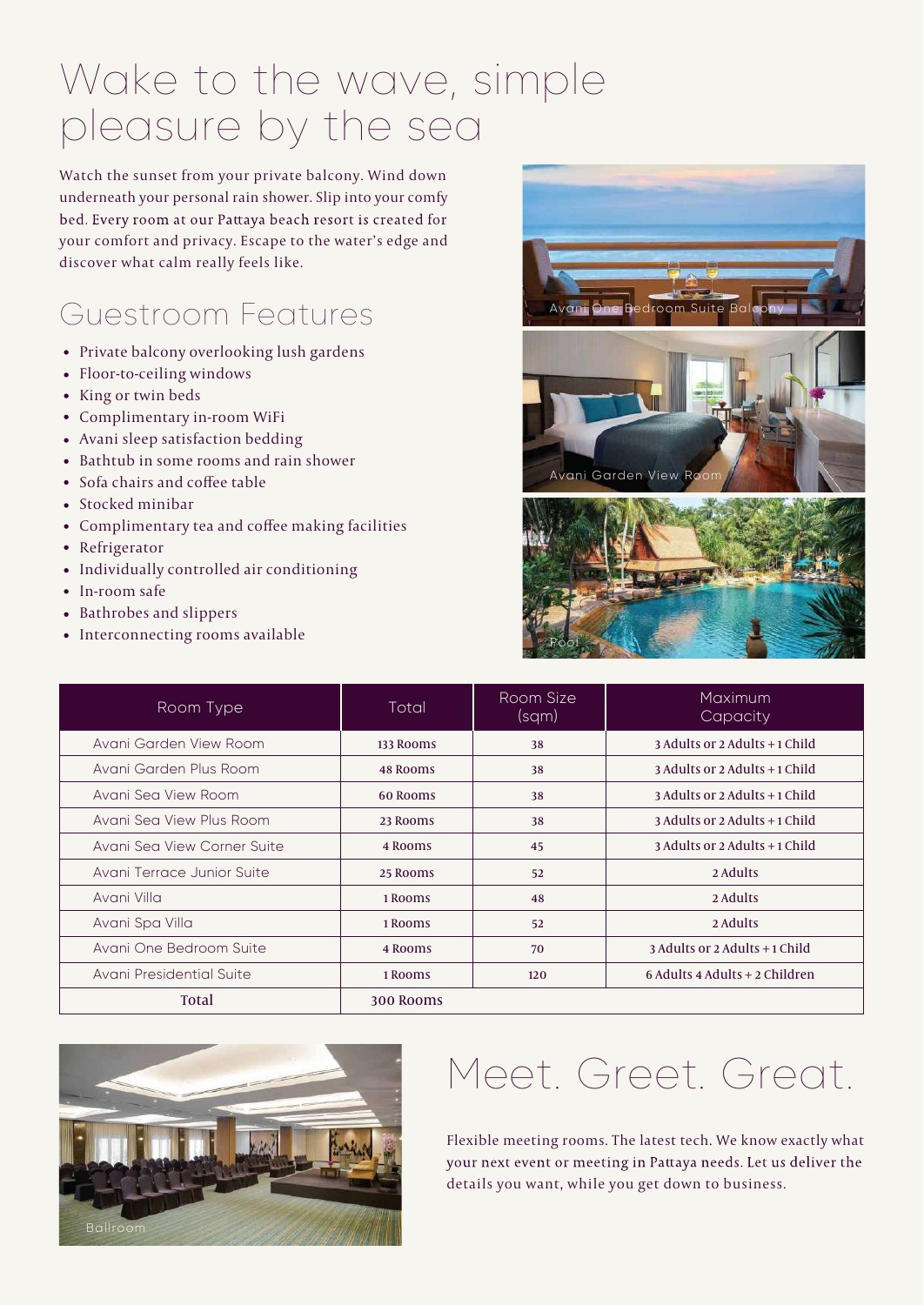# Wake to the wave, simple pleasure by the sea

Watch the sunset from your private balcony. Wind down underneath your personal rain shower. Slip into your comfy bed. Every room at our Pattaya beach resort is created for your comfort and privacy. Escape to the water's edge and discover what calm really feels like.

## Guestroom Features

- Private balcony overlooking lush gardens
- Floor-to-ceiling windows
- King or twin beds
- Complimentary in-room WiFi
- Avani sleep satisfaction bedding
- Bathtub in some rooms and rain shower
- Sofa chairs and coffee table
- Stocked minibar
- Complimentary tea and coffee making facilities
- Refrigerator
- Individually controlled air conditioning
- In-room safe
- Bathrobes and slippers
- Interconnecting rooms available

Avani One Bedroom Suite Balcony

Avani Garden View Room

Pool

| Room Type | Total | Room Size (sqm) | Maximum Capacity |
|---|---|---|---|
| Avani Garden View Room | 133 Rooms | 38 | 3 Adults or 2 Adults + 1 Child |
| Avani Garden Plus Room | 48 Rooms | 38 | 3 Adults or 2 Adults + 1 Child |
| Avani Sea View Room | 60 Rooms | 38 | 3 Adults or 2 Adults + 1 Child |
| Avani Sea View Plus Room | 23 Rooms | 38 | 3 Adults or 2 Adults + 1 Child |
| Avani Sea View Corner Suite | 4 Rooms | 45 | 3 Adults or 2 Adults + 1 Child |
| Avani Terrace Junior Suite | 25 Rooms | 52 | 2 Adults |
| Avani Villa | 1 Rooms | 48 | 2 Adults |
| Avani Spa Villa | 1 Rooms | 52 | 2 Adults |
| Avani One Bedroom Suite | 4 Rooms | 70 | 3 Adults or 2 Adults + 1 Child |
| Avani Presidential Suite | 1 Rooms | 120 | 6 Adults 4 Adults + 2 Children |
| **Total** | 300 Rooms | | |

Ballroom

# Meet. Greet. Great.

Flexible meeting rooms. The latest tech. We know exactly what your next event or meeting in Pattaya needs. Let us deliver the details you want, while you get down to business.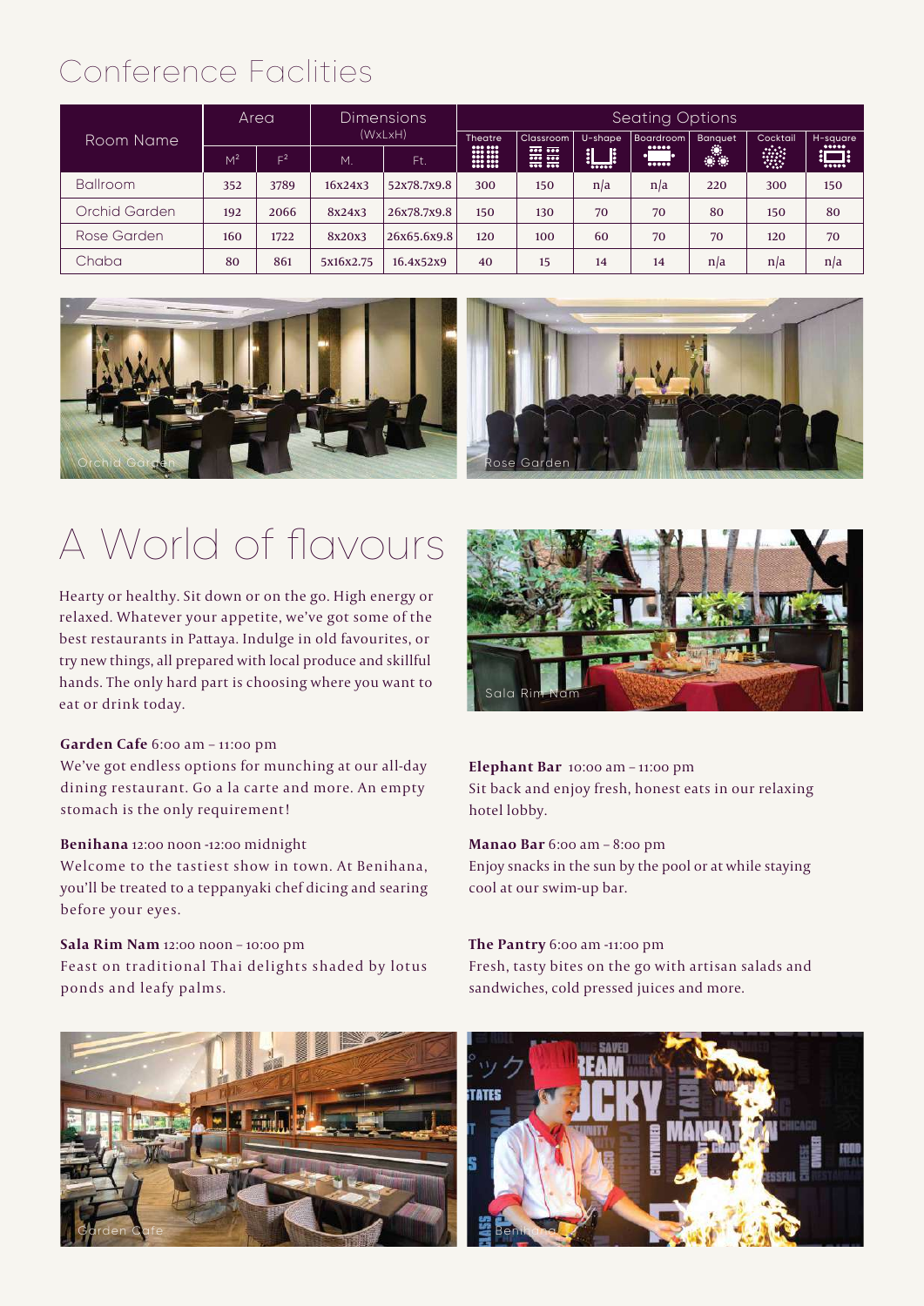# Conference Faclities

| Room Name | Area | | Dimensions (WxLxH) | | Seating Options | | | | | | |
|---|---|---|---|---|---|---|---|---|---|---|---|
| | M² | F² | M. | Ft. | Theatre | Classroom | U-shape | Boardroom | Banquet | Cocktail | H-square |
| Ballroom | 352 | 3789 | 16x24x3 | 52x78.7x9.8 | 300 | 150 | n/a | n/a | 220 | 300 | 150 |
| Orchid Garden | 192 | 2066 | 8x24x3 | 26x78.7x9.8 | 150 | 130 | 70 | 70 | 80 | 150 | 80 |
| Rose Garden | 160 | 1722 | 8x20x3 | 26x65.6x9.8 | 120 | 100 | 60 | 70 | 70 | 120 | 70 |
| Chaba | 80 | 861 | 5x16x2.75 | 16.4x52x9 | 40 | 15 | 14 | 14 | n/a | n/a | n/a |

Orchid Garden

Rose Garden

# A World of flavours

Hearty or healthy. Sit down or on the go. High energy or relaxed. Whatever your appetite, we've got some of the best restaurants in Pattaya. Indulge in old favourites, or try new things, all prepared with local produce and skillful hands. The only hard part is choosing where you want to eat or drink today.

Sala Rim Nam

**Garden Cafe** 6:00 am – 11:00 pm
We've got endless options for munching at our all-day dining restaurant. Go a la carte and more. An empty stomach is the only requirement!

**Benihana** 12:00 noon -12:00 midnight
Welcome to the tastiest show in town. At Benihana, you'll be treated to a teppanyaki chef dicing and searing before your eyes.

**Sala Rim Nam** 12:00 noon – 10:00 pm
Feast on traditional Thai delights shaded by lotus ponds and leafy palms.

**Elephant Bar** 10:00 am – 11:00 pm
Sit back and enjoy fresh, honest eats in our relaxing hotel lobby.

**Manao Bar** 6:00 am – 8:00 pm
Enjoy snacks in the sun by the pool or at while staying cool at our swim-up bar.

**The Pantry** 6:00 am -11:00 pm
Fresh, tasty bites on the go with artisan salads and sandwiches, cold pressed juices and more.

Garden Cafe

Benihana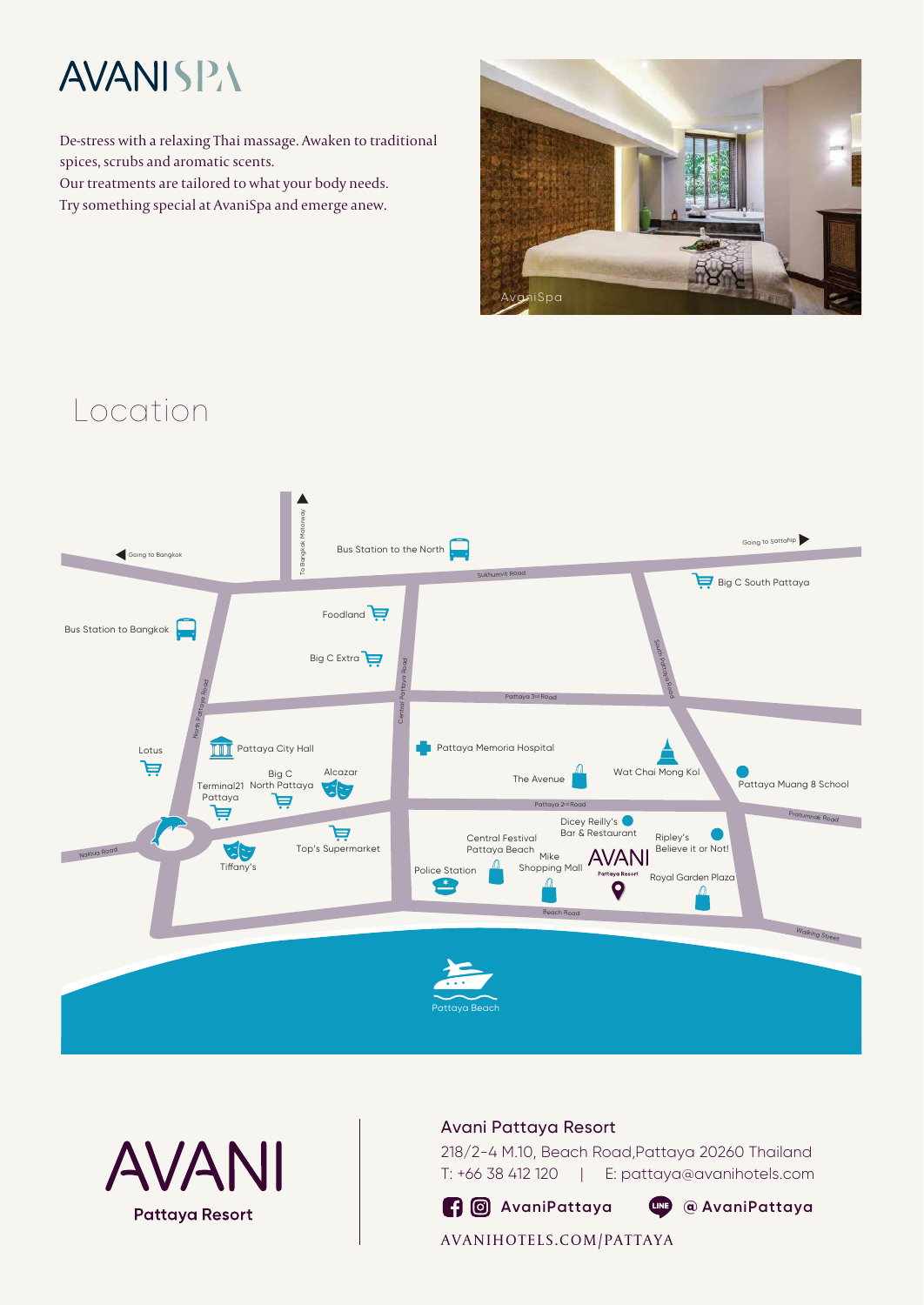# AVANISPA

De-stress with a relaxing Thai massage. Awaken to traditional spices, scrubs and aromatic scents.
Our treatments are tailored to what your body needs.
Try something special at AvaniSpa and emerge anew.

AvaniSpa

## Location

Going to Bangkok
To Bangkok Motorway
Bus Station to the North
Going to Sattahip
Sukhumvit Road
Big C South Pattaya
Bus Station to Bangkok
Foodland
Big C Extra
South Pattaya Road
Central Pattaya Road
North Pattaya Road
Pattaya 3rd Road
Pattaya City Hall
Pattaya Memoria Hospital
Lotus
Terminal21 Pattaya
Big C North Pattaya
Alcazar
The Avenue
Wat Chai Mong Kol
Pattaya Muang 8 School
Pattaya 2nd Road
Pratumnak Road
Naklua Road
Tiffany's
Top's Supermarket
Dicey Reilly's Bar & Restaurant
Central Festival Pattaya Beach
Mike Shopping Mall
Ripley's Believe it or Not!
Police Station
AVANI Pattaya Resort
Royal Garden Plaza
Beach Road
Walking Street
Pattaya Beach

**AVANI**
**Pattaya Resort**

### Avani Pattaya Resort

218/2-4 M.10, Beach Road,Pattaya 20260 Thailand
T: +66 38 412 120 | E: pattaya@avanihotels.com

AvaniPattaya @AvaniPattaya

AVANIHOTELS.COM/PATTAYA